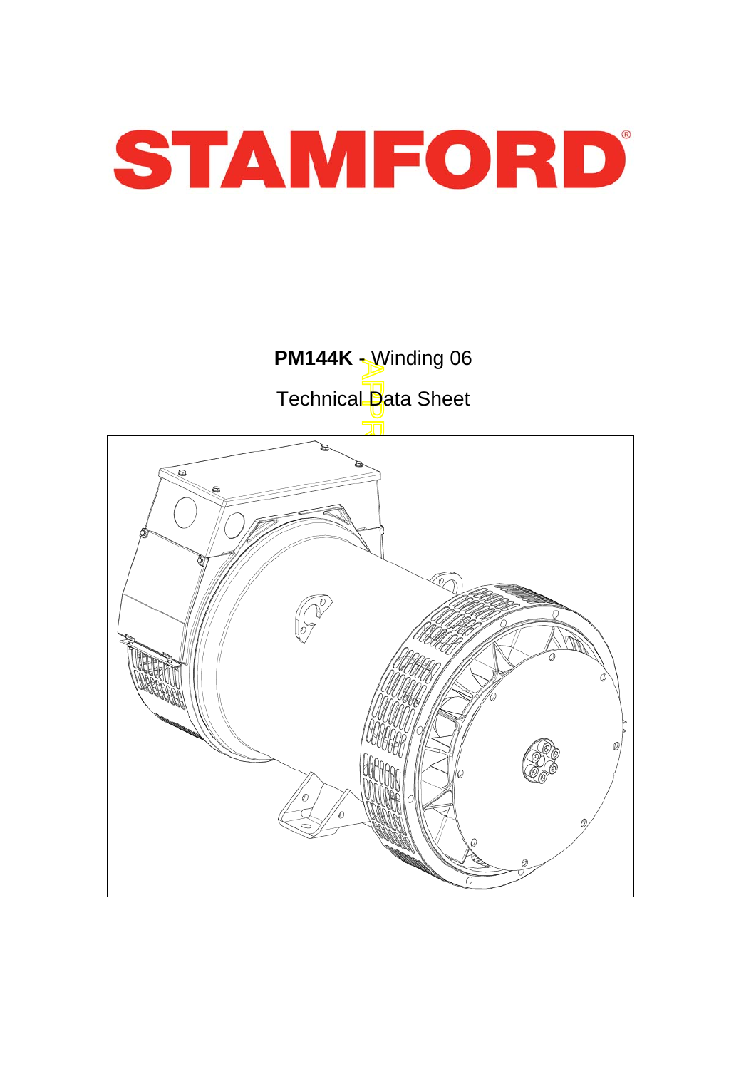# STAMFORD

**PM144K** - Winding 06

Technical Data Sheet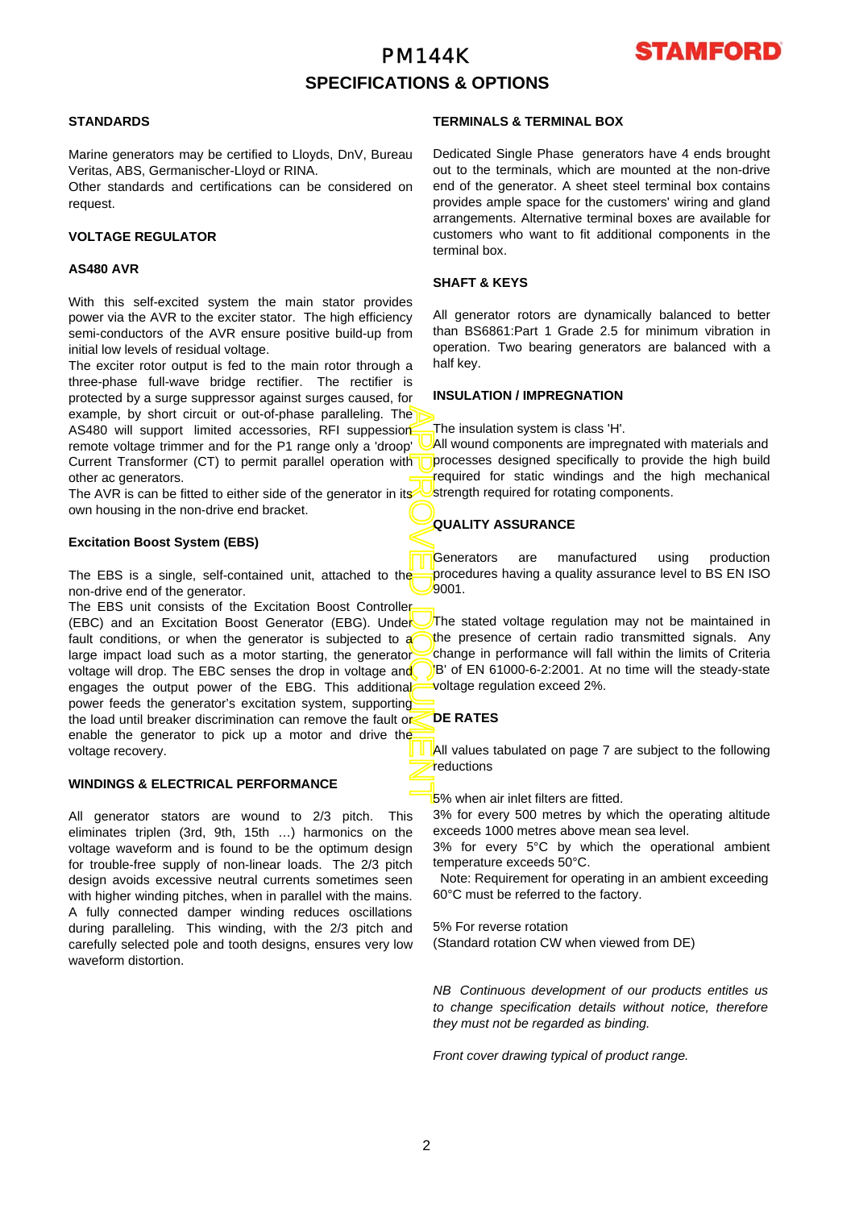# PM144K

## SPECIFICATIONS & OPTIONS

### STANDARDS

Marine generators may be certified to Lloyds, DnV, Bureau Veritas, ABS, Germanischer-Lloyd or RINA.
Other standards and certifications can be considered on request.

### VOLTAGE REGULATOR

#### AS480 AVR

With this self-excited system the main stator provides power via the AVR to the exciter stator. The high efficiency semi-conductors of the AVR ensure positive build-up from initial low levels of residual voltage.
The exciter rotor output is fed to the main rotor through a three-phase full-wave bridge rectifier. The rectifier is protected by a surge suppressor against surges caused, for example, by short circuit or out-of-phase paralleling. The AS480 will support limited accessories, RFI suppession remote voltage trimmer and for the P1 range only a 'droop' Current Transformer (CT) to permit parallel operation with other ac generators.
The AVR is can be fitted to either side of the generator in its own housing in the non-drive end bracket.

#### Excitation Boost System (EBS)

The EBS is a single, self-contained unit, attached to the non-drive end of the generator.
The EBS unit consists of the Excitation Boost Controller (EBC) and an Excitation Boost Generator (EBG). Under fault conditions, or when the generator is subjected to a large impact load such as a motor starting, the generator voltage will drop. The EBC senses the drop in voltage and engages the output power of the EBG. This additional power feeds the generator's excitation system, supporting the load until breaker discrimination can remove the fault or enable the generator to pick up a motor and drive the voltage recovery.

### WINDINGS & ELECTRICAL PERFORMANCE

All generator stators are wound to 2/3 pitch. This eliminates triplen (3rd, 9th, 15th …) harmonics on the voltage waveform and is found to be the optimum design for trouble-free supply of non-linear loads. The 2/3 pitch design avoids excessive neutral currents sometimes seen with higher winding pitches, when in parallel with the mains. A fully connected damper winding reduces oscillations during paralleling. This winding, with the 2/3 pitch and carefully selected pole and tooth designs, ensures very low waveform distortion.

### TERMINALS & TERMINAL BOX

Dedicated Single Phase generators have 4 ends brought out to the terminals, which are mounted at the non-drive end of the generator. A sheet steel terminal box contains provides ample space for the customers' wiring and gland arrangements. Alternative terminal boxes are available for customers who want to fit additional components in the terminal box.

### SHAFT & KEYS

All generator rotors are dynamically balanced to better than BS6861:Part 1 Grade 2.5 for minimum vibration in operation. Two bearing generators are balanced with a half key.

### INSULATION / IMPREGNATION

The insulation system is class 'H'.
All wound components are impregnated with materials and processes designed specifically to provide the high build required for static windings and the high mechanical strength required for rotating components.

### QUALITY ASSURANCE

Generators are manufactured using production procedures having a quality assurance level to BS EN ISO 9001.

The stated voltage regulation may not be maintained in the presence of certain radio transmitted signals. Any change in performance will fall within the limits of Criteria 'B' of EN 61000-6-2:2001. At no time will the steady-state voltage regulation exceed 2%.

### DE RATES

All values tabulated on page 7 are subject to the following reductions

5% when air inlet filters are fitted.
3% for every 500 metres by which the operating altitude exceeds 1000 metres above mean sea level.
3% for every 5°C by which the operational ambient temperature exceeds 50°C.
Note: Requirement for operating in an ambient exceeding 60°C must be referred to the factory.

5% For reverse rotation
(Standard rotation CW when viewed from DE)

*NB Continuous development of our products entitles us to change specification details without notice, therefore they must not be regarded as binding.*

*Front cover drawing typical of product range.*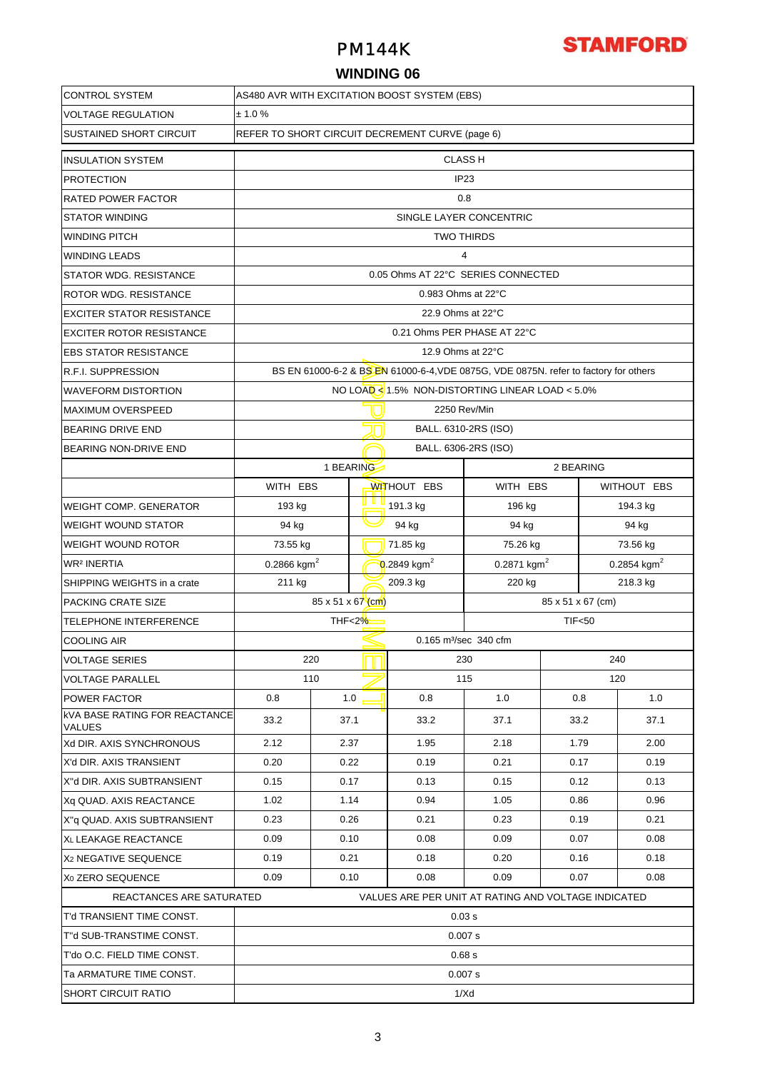# PM144K

## WINDING 06

| | | | | | | |
|---|---|---|---|---|---|---|
| CONTROL SYSTEM | AS480 AVR WITH EXCITATION BOOST SYSTEM (EBS) | | | | | |
| VOLTAGE REGULATION | ± 1.0 % | | | | | |
| SUSTAINED SHORT CIRCUIT | REFER TO SHORT CIRCUIT DECREMENT CURVE (page 6) | | | | | |
| INSULATION SYSTEM | CLASS H | | | | | |
| PROTECTION | IP23 | | | | | |
| RATED POWER FACTOR | 0.8 | | | | | |
| STATOR WINDING | SINGLE LAYER CONCENTRIC | | | | | |
| WINDING PITCH | TWO THIRDS | | | | | |
| WINDING LEADS | 4 | | | | | |
| STATOR WDG. RESISTANCE | 0.05 Ohms AT 22°C SERIES CONNECTED | | | | | |
| ROTOR WDG. RESISTANCE | 0.983 Ohms at 22°C | | | | | |
| EXCITER STATOR RESISTANCE | 22.9 Ohms at 22°C | | | | | |
| EXCITER ROTOR RESISTANCE | 0.21 Ohms PER PHASE AT 22°C | | | | | |
| EBS STATOR RESISTANCE | 12.9 Ohms at 22°C | | | | | |
| R.F.I. SUPPRESSION | BS EN 61000-6-2 & BS EN 61000-6-4,VDE 0875G, VDE 0875N. refer to factory for others | | | | | |
| WAVEFORM DISTORTION | NO LOAD < 1.5% NON-DISTORTING LINEAR LOAD < 5.0% | | | | | |
| MAXIMUM OVERSPEED | 2250 Rev/Min | | | | | |
| BEARING DRIVE END | BALL. 6310-2RS (ISO) | | | | | |
| BEARING NON-DRIVE END | BALL. 6306-2RS (ISO) | | | | | |
| | 1 BEARING | | | 2 BEARING | | |
| | WITH EBS | | WITHOUT EBS | WITH EBS | | WITHOUT EBS |
| WEIGHT COMP. GENERATOR | 193 kg | | 191.3 kg | 196 kg | | 194.3 kg |
| WEIGHT WOUND STATOR | 94 kg | | 94 kg | 94 kg | | 94 kg |
| WEIGHT WOUND ROTOR | 73.55 kg | | 71.85 kg | 75.26 kg | | 73.56 kg |
| $WR^2$ INERTIA | 0.2866 $kgm^2$ | | 0.2849 $kgm^2$ | 0.2871 $kgm^2$ | | 0.2854 $kgm^2$ |
| SHIPPING WEIGHTS in a crate | 211 kg | | 209.3 kg | 220 kg | | 218.3 kg |
| PACKING CRATE SIZE | 85 x 51 x 67 (cm) | | | 85 x 51 x 67 (cm) | | |
| TELEPHONE INTERFERENCE | THF<2% | | | TIF<50 | | |
| COOLING AIR | 0.165 $m^3$/sec 340 cfm | | | | | |
| VOLTAGE SERIES | 220 | | 230 | | 240 | |
| VOLTAGE PARALLEL | 110 | | 115 | | 120 | |
| POWER FACTOR | 0.8 | 1.0 | 0.8 | 1.0 | 0.8 | 1.0 |
| kVA BASE RATING FOR REACTANCE VALUES | 33.2 | 37.1 | 33.2 | 37.1 | 33.2 | 37.1 |
| Xd DIR. AXIS SYNCHRONOUS | 2.12 | 2.37 | 1.95 | 2.18 | 1.79 | 2.00 |
| X'd DIR. AXIS TRANSIENT | 0.20 | 0.22 | 0.19 | 0.21 | 0.17 | 0.19 |
| X"d DIR. AXIS SUBTRANSIENT | 0.15 | 0.17 | 0.13 | 0.15 | 0.12 | 0.13 |
| Xq QUAD. AXIS REACTANCE | 1.02 | 1.14 | 0.94 | 1.05 | 0.86 | 0.96 |
| X"q QUAD. AXIS SUBTRANSIENT | 0.23 | 0.26 | 0.21 | 0.23 | 0.19 | 0.21 |
| $X_L$ LEAKAGE REACTANCE | 0.09 | 0.10 | 0.08 | 0.09 | 0.07 | 0.08 |
| $X_2$ NEGATIVE SEQUENCE | 0.19 | 0.21 | 0.18 | 0.20 | 0.16 | 0.18 |
| $X_0$ ZERO SEQUENCE | 0.09 | 0.10 | 0.08 | 0.09 | 0.07 | 0.08 |
| REACTANCES ARE SATURATED | VALUES ARE PER UNIT AT RATING AND VOLTAGE INDICATED | | | | | |
| T'd TRANSIENT TIME CONST. | 0.03 s | | | | | |
| T"d SUB-TRANSTIME CONST. | 0.007 s | | | | | |
| T'do O.C. FIELD TIME CONST. | 0.68 s | | | | | |
| Ta ARMATURE TIME CONST. | 0.007 s | | | | | |
| SHORT CIRCUIT RATIO | 1/Xd | | | | | |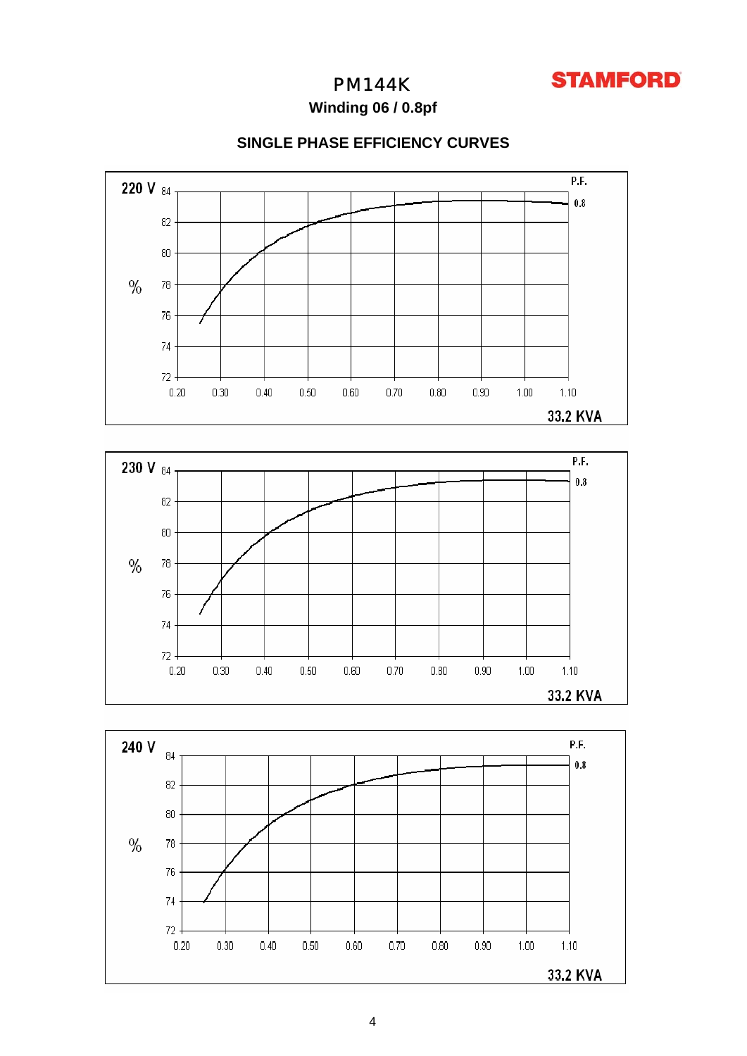# PM144K

**STAMFORD**

### Winding 06 / 0.8pf

## SINGLE PHASE EFFICIENCY CURVES

**220 V**

P.F. 0.8

% (72–84) vs 0.20–1.10 × 33.2 KVA

**230 V**

P.F. 0.8

% (72–84) vs 0.20–1.10 × 33.2 KVA

**240 V**

P.F. 0.8

% (72–84) vs 0.20–1.10 × 33.2 KVA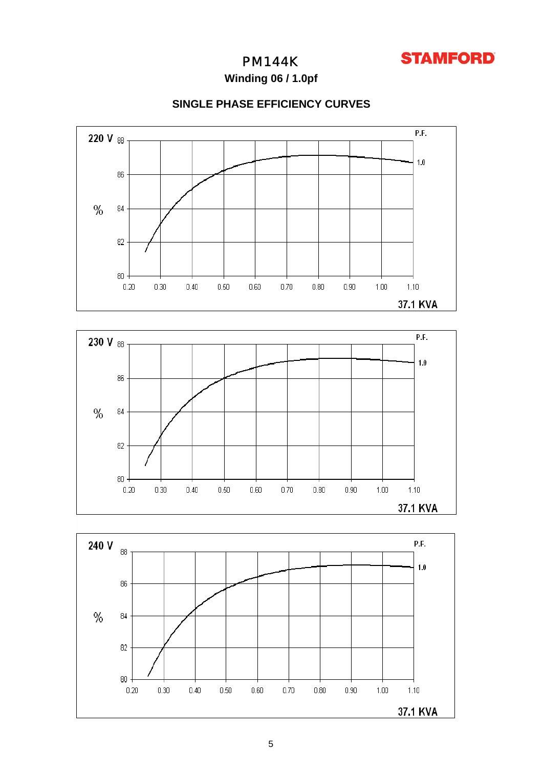# PM144K

STAMFORD

**Winding 06 / 1.0pf**

## SINGLE PHASE EFFICIENCY CURVES

220 V

P.F.

1.0

%

88, 86, 84, 82, 80

0.20 0.30 0.40 0.50 0.60 0.70 0.80 0.90 1.00 1.10

37.1 KVA

230 V

P.F.

1.0

%

88, 86, 84, 82, 80

0.20 0.30 0.40 0.50 0.60 0.70 0.80 0.90 1.00 1.10

37.1 KVA

240 V

P.F.

1.0

%

88, 86, 84, 82, 80

0.20 0.30 0.40 0.50 0.60 0.70 0.80 0.90 1.00 1.10

37.1 KVA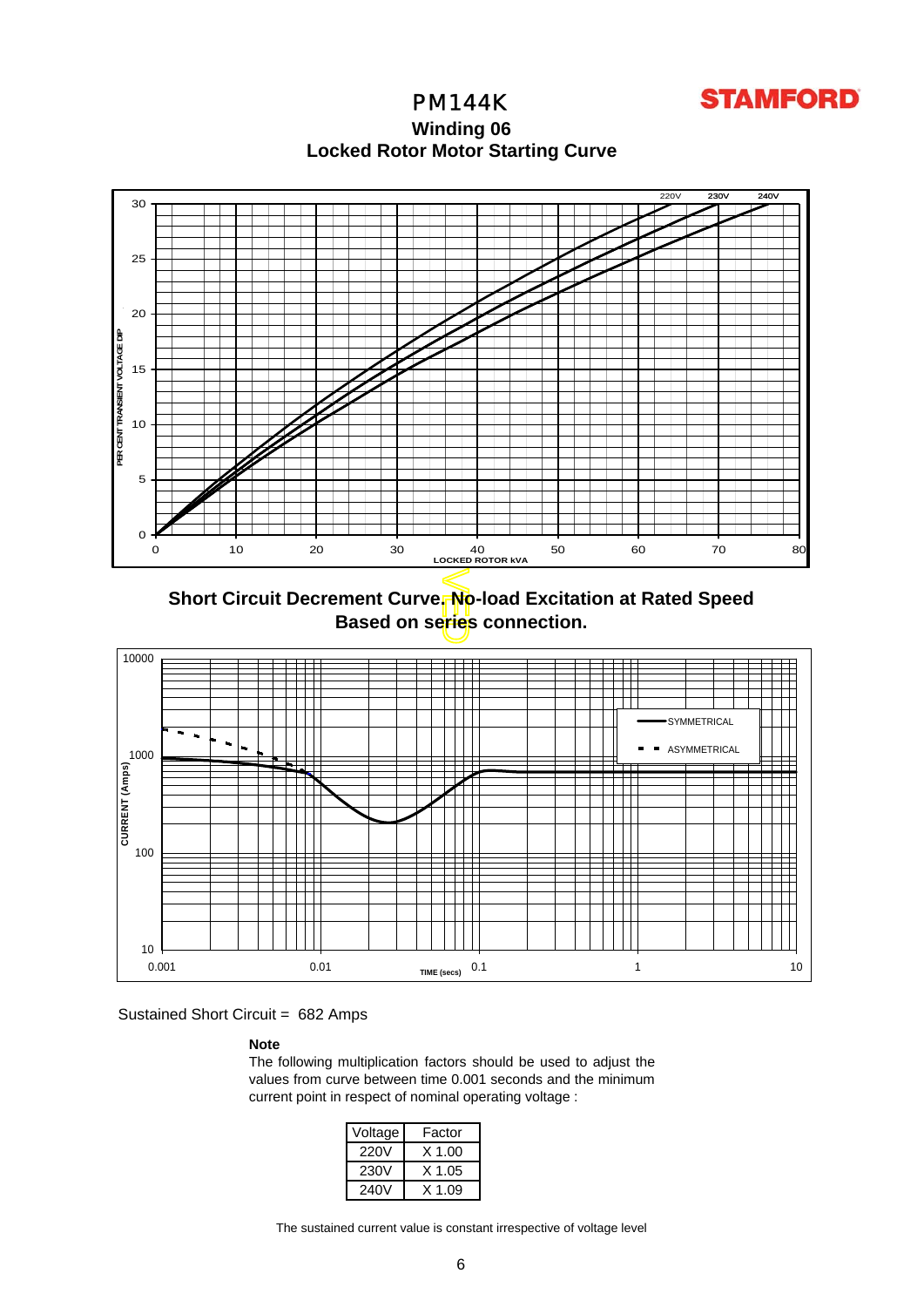# PM144K

**STAMFORD**

## Winding 06

## Locked Rotor Motor Starting Curve

## Short Circuit Decrement Curve. No-load Excitation at Rated Speed Based on series connection.

Sustained Short Circuit = 682 Amps

**Note**

The following multiplication factors should be used to adjust the values from curve between time 0.001 seconds and the minimum current point in respect of nominal operating voltage :

| Voltage | Factor |
|---|---|
| 220V | X 1.00 |
| 230V | X 1.05 |
| 240V | X 1.09 |

The sustained current value is constant irrespective of voltage level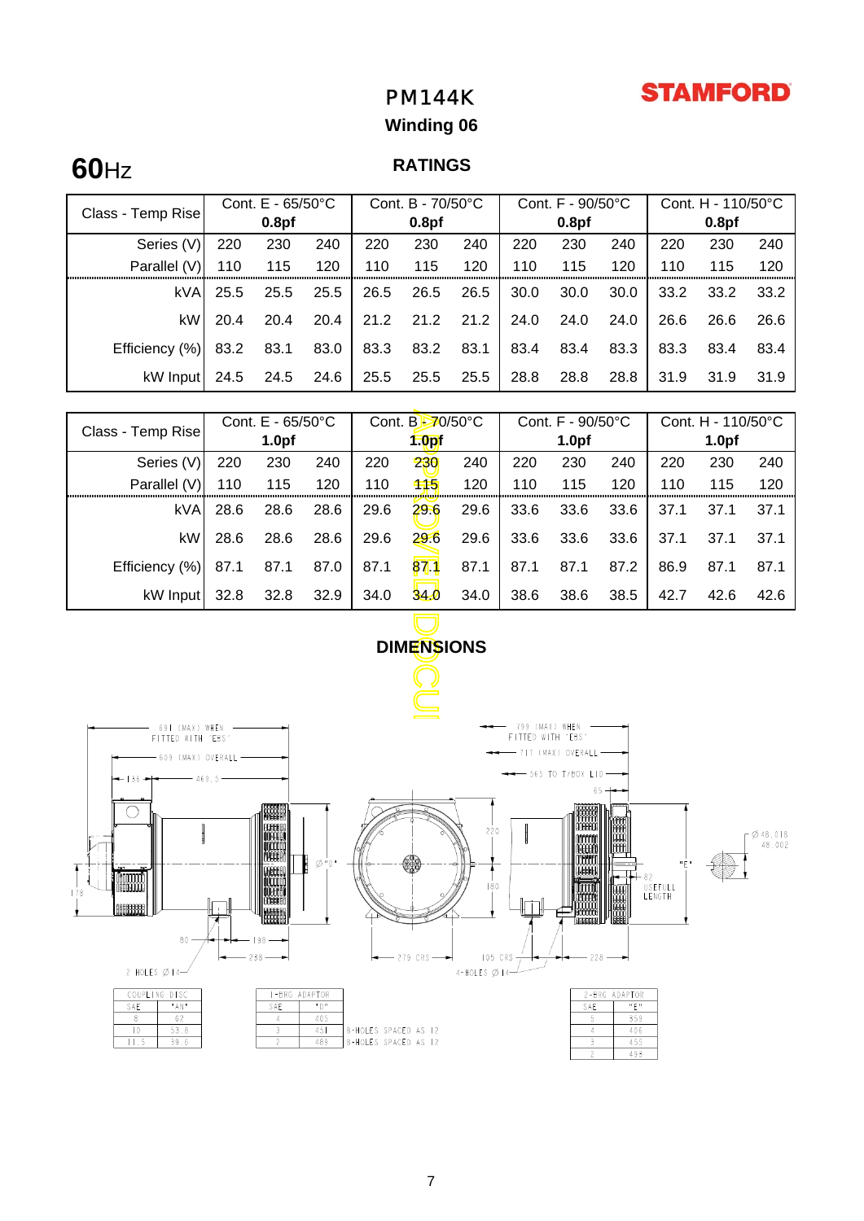# PM144K

## Winding 06

**60**Hz

### RATINGS

| Class - Temp Rise | Cont. E - 65/50°C 0.8pf | | | Cont. B - 70/50°C 0.8pf | | | Cont. F - 90/50°C 0.8pf | | | Cont. H - 110/50°C 0.8pf | | |
|---|---|---|---|---|---|---|---|---|---|---|---|---|
| Series (V) | 220 | 230 | 240 | 220 | 230 | 240 | 220 | 230 | 240 | 220 | 230 | 240 |
| Parallel (V) | 110 | 115 | 120 | 110 | 115 | 120 | 110 | 115 | 120 | 110 | 115 | 120 |
| kVA | 25.5 | 25.5 | 25.5 | 26.5 | 26.5 | 26.5 | 30.0 | 30.0 | 30.0 | 33.2 | 33.2 | 33.2 |
| kW | 20.4 | 20.4 | 20.4 | 21.2 | 21.2 | 21.2 | 24.0 | 24.0 | 24.0 | 26.6 | 26.6 | 26.6 |
| Efficiency (%) | 83.2 | 83.1 | 83.0 | 83.3 | 83.2 | 83.1 | 83.4 | 83.4 | 83.3 | 83.3 | 83.4 | 83.4 |
| kW Input | 24.5 | 24.5 | 24.6 | 25.5 | 25.5 | 25.5 | 28.8 | 28.8 | 28.8 | 31.9 | 31.9 | 31.9 |

| Class - Temp Rise | Cont. E - 65/50°C 1.0pf | | | Cont. B - 70/50°C 1.0pf | | | Cont. F - 90/50°C 1.0pf | | | Cont. H - 110/50°C 1.0pf | | |
|---|---|---|---|---|---|---|---|---|---|---|---|---|
| Series (V) | 220 | 230 | 240 | 220 | 230 | 240 | 220 | 230 | 240 | 220 | 230 | 240 |
| Parallel (V) | 110 | 115 | 120 | 110 | 115 | 120 | 110 | 115 | 120 | 110 | 115 | 120 |
| kVA | 28.6 | 28.6 | 28.6 | 29.6 | 29.6 | 29.6 | 33.6 | 33.6 | 33.6 | 37.1 | 37.1 | 37.1 |
| kW | 28.6 | 28.6 | 28.6 | 29.6 | 29.6 | 29.6 | 33.6 | 33.6 | 33.6 | 37.1 | 37.1 | 37.1 |
| Efficiency (%) | 87.1 | 87.1 | 87.0 | 87.1 | 87.1 | 87.1 | 87.1 | 87.1 | 87.2 | 86.9 | 87.1 | 87.1 |
| kW Input | 32.8 | 32.8 | 32.9 | 34.0 | 34.0 | 34.0 | 38.6 | 38.6 | 38.5 | 42.7 | 42.6 | 42.6 |

### DIMENSIONS

| COUPLING DISC | |
|---|---|
| SAE | "AN" |
| 8 | 62 |
| 10 | 53.8 |
| 11.5 | 39.6 |

| 1-BRG ADAPTOR | | |
|---|---|---|
| SAE | "D" | |
| 4 | 405 | |
| 3 | 451 | 8-HOLES SPACED AS 12 |
| 2 | 489 | 8-HOLES SPACED AS 12 |

| 2-BRG ADAPTOR | |
|---|---|
| SAE | "E" |
| 5 | 359 |
| 4 | 406 |
| 3 | 455 |
| 2 | 493 |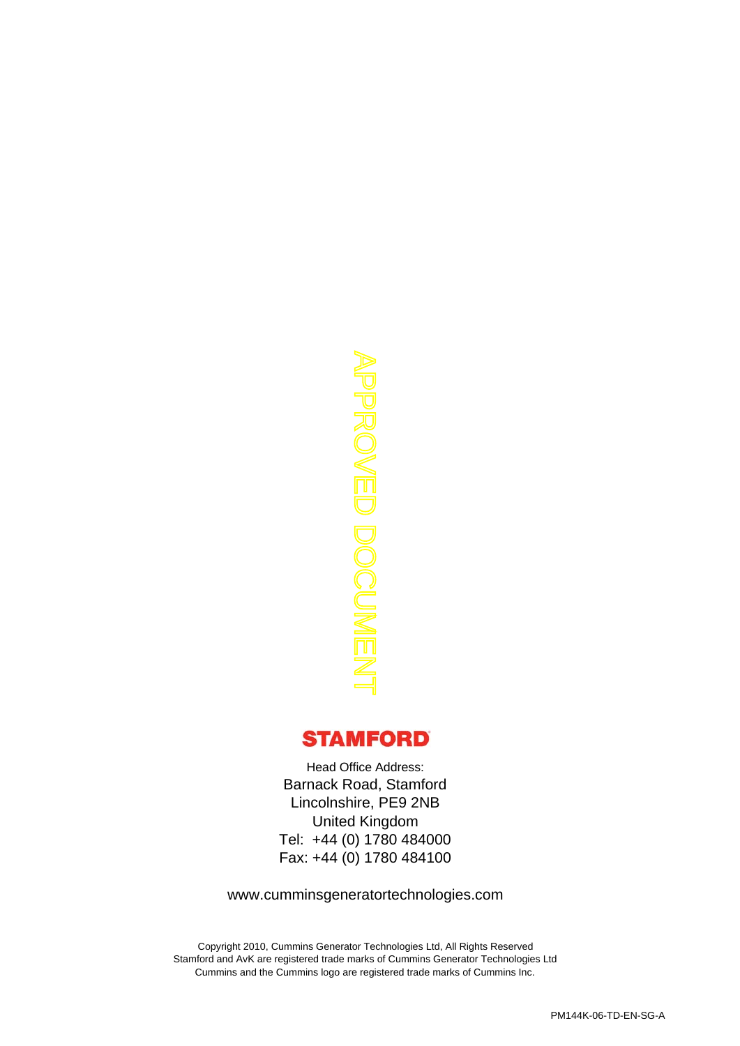APPROVED DOCUMENT

**STAMFORD**

Head Office Address:
Barnack Road, Stamford
Lincolnshire, PE9 2NB
United Kingdom
Tel: +44 (0) 1780 484000
Fax: +44 (0) 1780 484100

www.cumminsgeneratortechnologies.com

Copyright 2010, Cummins Generator Technologies Ltd, All Rights Reserved
Stamford and AvK are registered trade marks of Cummins Generator Technologies Ltd
Cummins and the Cummins logo are registered trade marks of Cummins Inc.

PM144K-06-TD-EN-SG-A